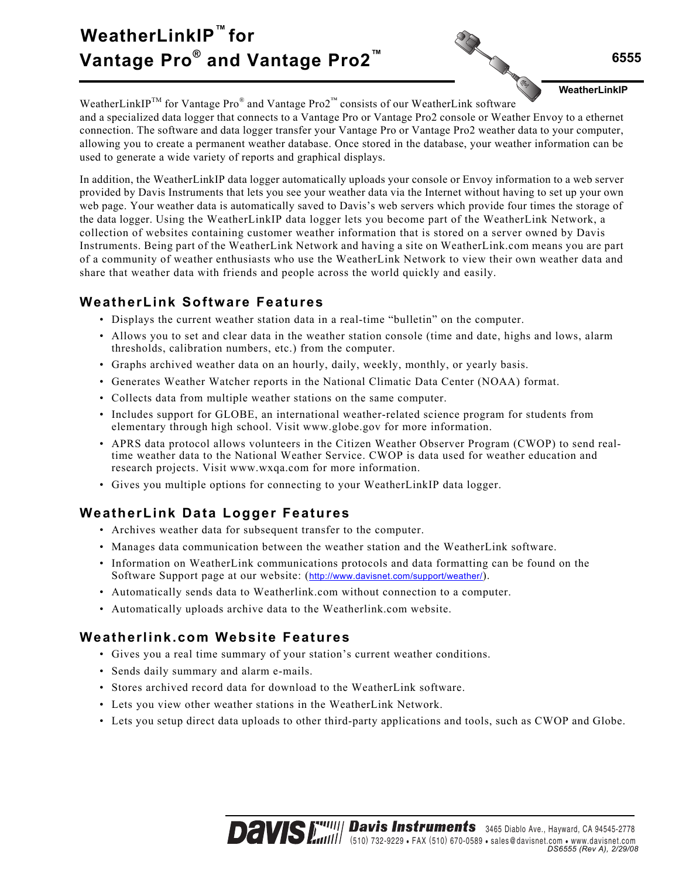# WeatherLinkIP™ for Vantage Pro® and Vantage Pro2™

6555

WeatherLinkIP

WeatherLinkIP™ for Vantage Pro® and Vantage Pro2™ consists of our WeatherLink software and a specialized data logger that connects to a Vantage Pro or Vantage Pro2 console or Weather Envoy to a ethernet connection. The software and data logger transfer your Vantage Pro or Vantage Pro2 weather data to your computer, allowing you to create a permanent weather database. Once stored in the database, your weather information can be used to generate a wide variety of reports and graphical displays.

In addition, the WeatherLinkIP data logger automatically uploads your console or Envoy information to a web server provided by Davis Instruments that lets you see your weather data via the Internet without having to set up your own web page. Your weather data is automatically saved to Davis's web servers which provide four times the storage of the data logger. Using the WeatherLinkIP data logger lets you become part of the WeatherLink Network, a collection of websites containing customer weather information that is stored on a server owned by Davis Instruments. Being part of the WeatherLink Network and having a site on WeatherLink.com means you are part of a community of weather enthusiasts who use the WeatherLink Network to view their own weather data and share that weather data with friends and people across the world quickly and easily.

## WeatherLink Software Features

- Displays the current weather station data in a real-time "bulletin" on the computer.
- Allows you to set and clear data in the weather station console (time and date, highs and lows, alarm thresholds, calibration numbers, etc.) from the computer.
- Graphs archived weather data on an hourly, daily, weekly, monthly, or yearly basis.
- Generates Weather Watcher reports in the National Climatic Data Center (NOAA) format.
- Collects data from multiple weather stations on the same computer.
- Includes support for GLOBE, an international weather-related science program for students from elementary through high school. Visit www.globe.gov for more information.
- APRS data protocol allows volunteers in the Citizen Weather Observer Program (CWOP) to send real-time weather data to the National Weather Service. CWOP is data used for weather education and research projects. Visit www.wxqa.com for more information.
- Gives you multiple options for connecting to your WeatherLinkIP data logger.

## WeatherLink Data Logger Features

- Archives weather data for subsequent transfer to the computer.
- Manages data communication between the weather station and the WeatherLink software.
- Information on WeatherLink communications protocols and data formatting can be found on the Software Support page at our website: (http://www.davisnet.com/support/weather/).
- Automatically sends data to Weatherlink.com without connection to a computer.
- Automatically uploads archive data to the Weatherlink.com website.

## Weatherlink.com Website Features

- Gives you a real time summary of your station's current weather conditions.
- Sends daily summary and alarm e-mails.
- Stores archived record data for download to the WeatherLink software.
- Lets you view other weather stations in the WeatherLink Network.
- Lets you setup direct data uploads to other third-party applications and tools, such as CWOP and Globe.

Davis Instruments 3465 Diablo Ave., Hayward, CA 94545-2778
(510) 732-9229 • FAX (510) 670-0589 • sales@davisnet.com • www.davisnet.com
DS6555 (Rev A), 2/29/08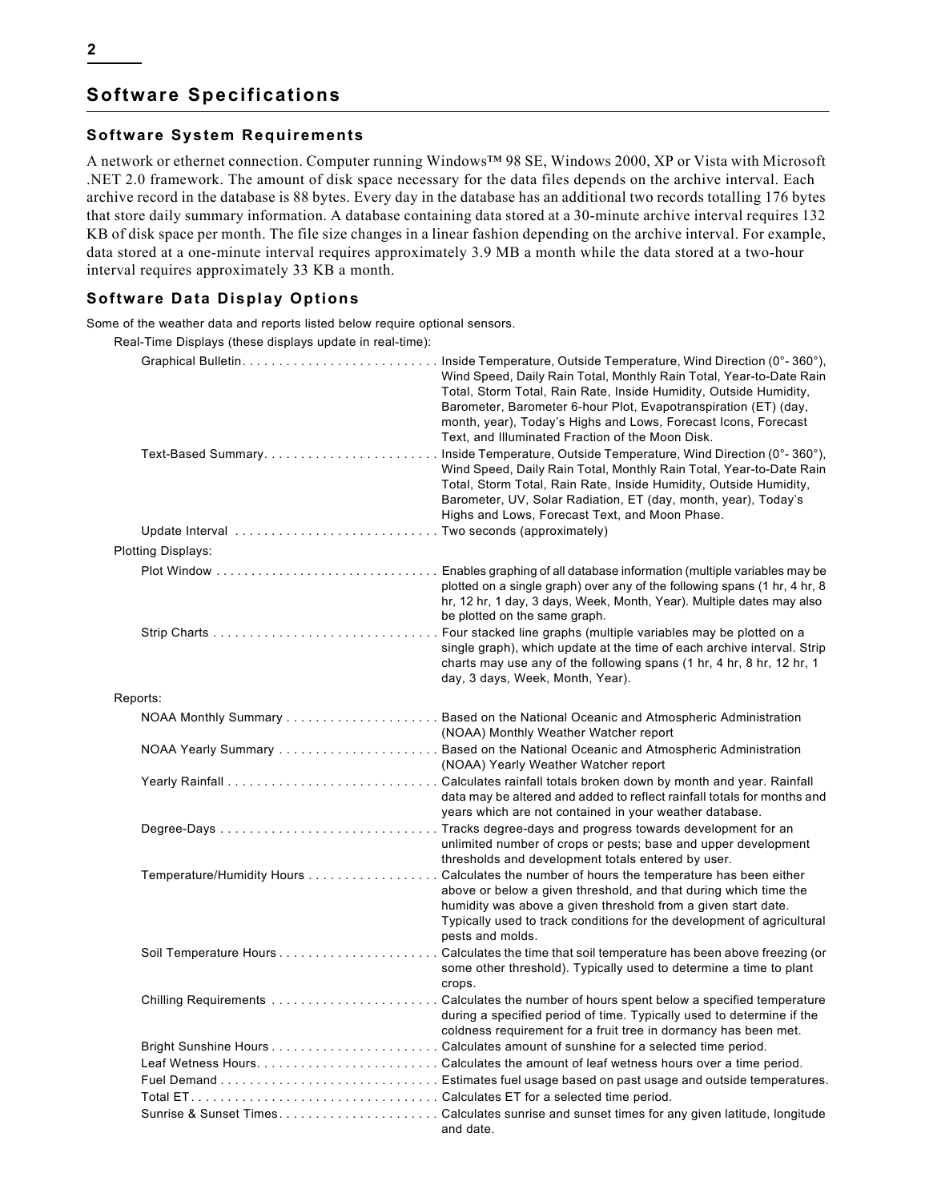## Software Specifications

### Software System Requirements

A network or ethernet connection. Computer running Windows™ 98 SE, Windows 2000, XP or Vista with Microsoft .NET 2.0 framework. The amount of disk space necessary for the data files depends on the archive interval. Each archive record in the database is 88 bytes. Every day in the database has an additional two records totalling 176 bytes that store daily summary information. A database containing data stored at a 30-minute archive interval requires 132 KB of disk space per month. The file size changes in a linear fashion depending on the archive interval. For example, data stored at a one-minute interval requires approximately 3.9 MB a month while the data stored at a two-hour interval requires approximately 33 KB a month.

### Software Data Display Options

Some of the weather data and reports listed below require optional sensors.

Real-Time Displays (these displays update in real-time):

| | |
|---|---|
| Graphical Bulletin | Inside Temperature, Outside Temperature, Wind Direction (0°- 360°), Wind Speed, Daily Rain Total, Monthly Rain Total, Year-to-Date Rain Total, Storm Total, Rain Rate, Inside Humidity, Outside Humidity, Barometer, Barometer 6-hour Plot, Evapotranspiration (ET) (day, month, year), Today's Highs and Lows, Forecast Icons, Forecast Text, and Illuminated Fraction of the Moon Disk. |
| Text-Based Summary | Inside Temperature, Outside Temperature, Wind Direction (0°- 360°), Wind Speed, Daily Rain Total, Monthly Rain Total, Year-to-Date Rain Total, Storm Total, Rain Rate, Inside Humidity, Outside Humidity, Barometer, UV, Solar Radiation, ET (day, month, year), Today's Highs and Lows, Forecast Text, and Moon Phase. |
| Update Interval | Two seconds (approximately) |

Plotting Displays:

| | |
|---|---|
| Plot Window | Enables graphing of all database information (multiple variables may be plotted on a single graph) over any of the following spans (1 hr, 4 hr, 8 hr, 12 hr, 1 day, 3 days, Week, Month, Year). Multiple dates may also be plotted on the same graph. |
| Strip Charts | Four stacked line graphs (multiple variables may be plotted on a single graph), which update at the time of each archive interval. Strip charts may use any of the following spans (1 hr, 4 hr, 8 hr, 12 hr, 1 day, 3 days, Week, Month, Year). |

Reports:

| | |
|---|---|
| NOAA Monthly Summary | Based on the National Oceanic and Atmospheric Administration (NOAA) Monthly Weather Watcher report |
| NOAA Yearly Summary | Based on the National Oceanic and Atmospheric Administration (NOAA) Yearly Weather Watcher report |
| Yearly Rainfall | Calculates rainfall totals broken down by month and year. Rainfall data may be altered and added to reflect rainfall totals for months and years which are not contained in your weather database. |
| Degree-Days | Tracks degree-days and progress towards development for an unlimited number of crops or pests; base and upper development thresholds and development totals entered by user. |
| Temperature/Humidity Hours | Calculates the number of hours the temperature has been either above or below a given threshold, and that during which time the humidity was above a given threshold from a given start date. Typically used to track conditions for the development of agricultural pests and molds. |
| Soil Temperature Hours | Calculates the time that soil temperature has been above freezing (or some other threshold). Typically used to determine a time to plant crops. |
| Chilling Requirements | Calculates the number of hours spent below a specified temperature during a specified period of time. Typically used to determine if the coldness requirement for a fruit tree in dormancy has been met. |
| Bright Sunshine Hours | Calculates amount of sunshine for a selected time period. |
| Leaf Wetness Hours | Calculates the amount of leaf wetness hours over a time period. |
| Fuel Demand | Estimates fuel usage based on past usage and outside temperatures. |
| Total ET | Calculates ET for a selected time period. |
| Sunrise & Sunset Times | Calculates sunrise and sunset times for any given latitude, longitude and date. |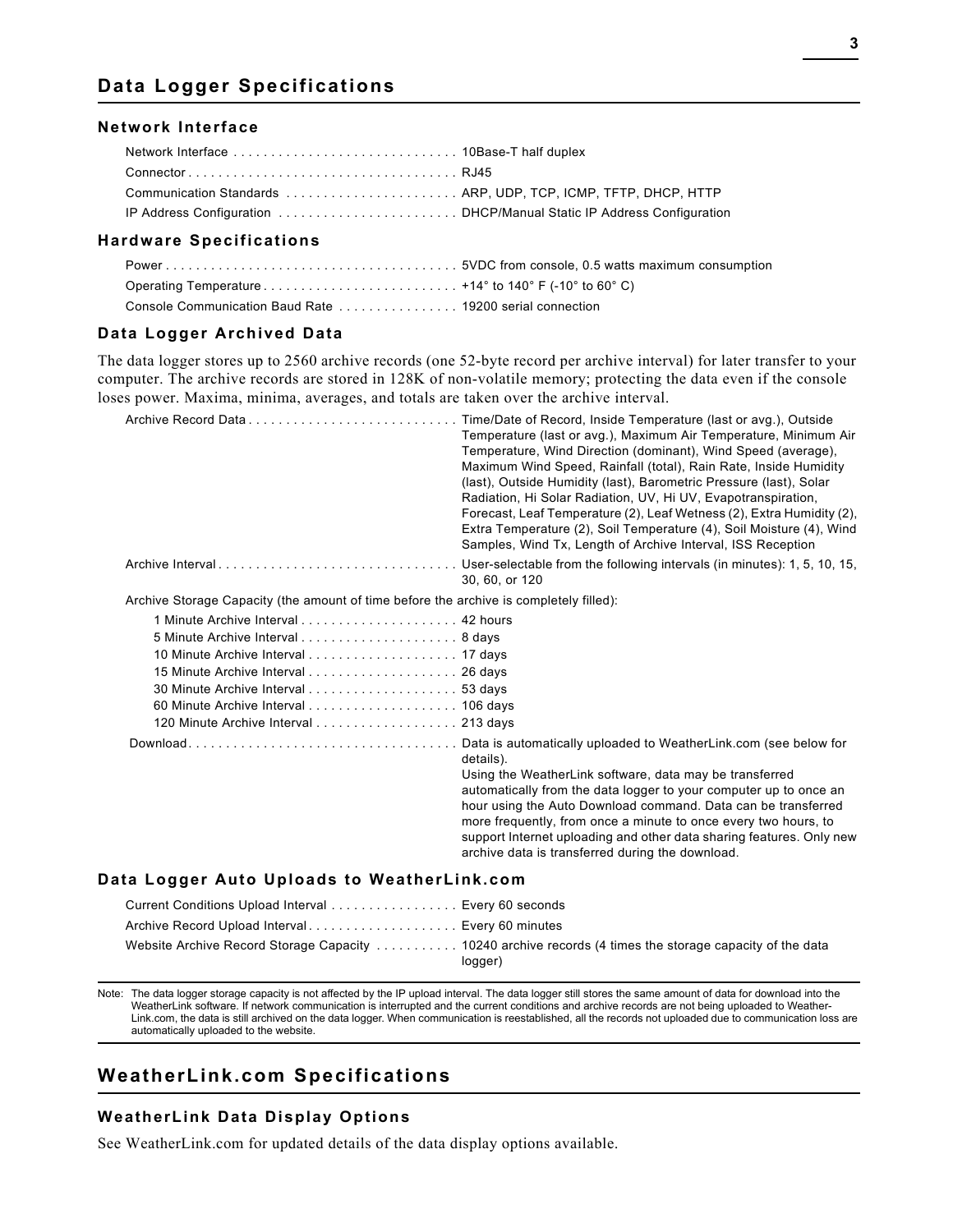# Data Logger Specifications

## Network Interface

| | |
|---|---|
| Network Interface | 10Base-T half duplex |
| Connector | RJ45 |
| Communication Standards | ARP, UDP, TCP, ICMP, TFTP, DHCP, HTTP |
| IP Address Configuration | DHCP/Manual Static IP Address Configuration |

## Hardware Specifications

| | |
|---|---|
| Power | 5VDC from console, 0.5 watts maximum consumption |
| Operating Temperature | +14° to 140° F (-10° to 60° C) |
| Console Communication Baud Rate | 19200 serial connection |

## Data Logger Archived Data

The data logger stores up to 2560 archive records (one 52-byte record per archive interval) for later transfer to your computer. The archive records are stored in 128K of non-volatile memory; protecting the data even if the console loses power. Maxima, minima, averages, and totals are taken over the archive interval.

| | |
|---|---|
| Archive Record Data | Time/Date of Record, Inside Temperature (last or avg.), Outside Temperature (last or avg.), Maximum Air Temperature, Minimum Air Temperature, Wind Direction (dominant), Wind Speed (average), Maximum Wind Speed, Rainfall (total), Rain Rate, Inside Humidity (last), Outside Humidity (last), Barometric Pressure (last), Solar Radiation, Hi Solar Radiation, UV, Hi UV, Evapotranspiration, Forecast, Leaf Temperature (2), Leaf Wetness (2), Extra Humidity (2), Extra Temperature (2), Soil Temperature (4), Soil Moisture (4), Wind Samples, Wind Tx, Length of Archive Interval, ISS Reception |
| Archive Interval | User-selectable from the following intervals (in minutes): 1, 5, 10, 15, 30, 60, or 120 |

Archive Storage Capacity (the amount of time before the archive is completely filled):

| | |
|---|---|
| 1 Minute Archive Interval | 42 hours |
| 5 Minute Archive Interval | 8 days |
| 10 Minute Archive Interval | 17 days |
| 15 Minute Archive Interval | 26 days |
| 30 Minute Archive Interval | 53 days |
| 60 Minute Archive Interval | 106 days |
| 120 Minute Archive Interval | 213 days |

| | |
|---|---|
| Download | Data is automatically uploaded to WeatherLink.com (see below for details). Using the WeatherLink software, data may be transferred automatically from the data logger to your computer up to once an hour using the Auto Download command. Data can be transferred more frequently, from once a minute to once every two hours, to support Internet uploading and other data sharing features. Only new archive data is transferred during the download. |

## Data Logger Auto Uploads to WeatherLink.com

| | |
|---|---|
| Current Conditions Upload Interval | Every 60 seconds |
| Archive Record Upload Interval | Every 60 minutes |
| Website Archive Record Storage Capacity | 10240 archive records (4 times the storage capacity of the data logger) |

Note: The data logger storage capacity is not affected by the IP upload interval. The data logger still stores the same amount of data for download into the WeatherLink software. If network communication is interrupted and the current conditions and archive records are not being uploaded to WeatherLink.com, the data is still archived on the data logger. When communication is reestablished, all the records not uploaded due to communication loss are automatically uploaded to the website.

# WeatherLink.com Specifications

## WeatherLink Data Display Options

See WeatherLink.com for updated details of the data display options available.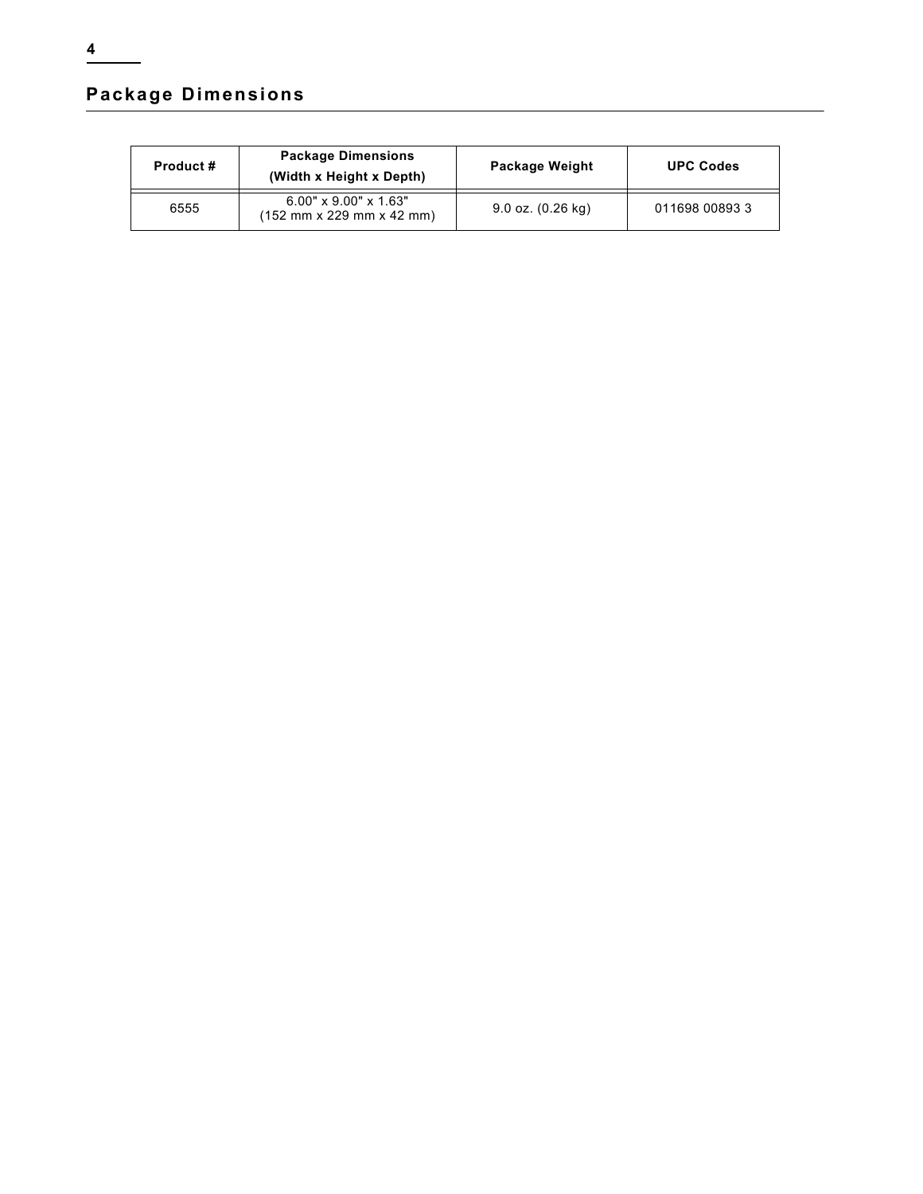## Package Dimensions

| Product # | Package Dimensions (Width x Height x Depth) | Package Weight | UPC Codes |
| --- | --- | --- | --- |
| 6555 | 6.00" x 9.00" x 1.63" (152 mm x 229 mm x 42 mm) | 9.0 oz. (0.26 kg) | 011698 00893 3 |